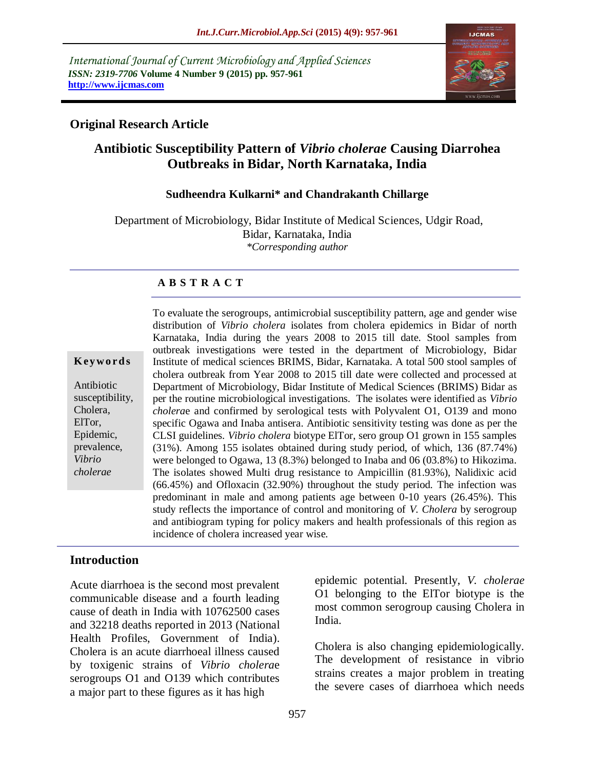International Journal of Current Microbiology and Applied Sciences
*ISSN: 2319-7706* **Volume 4 Number 9 (2015) pp. 957-961**
**http://www.ijcmas.com**

**Original Research Article**

# Antibiotic Susceptibility Pattern of *Vibrio cholerae* Causing Diarrohea Outbreaks in Bidar, North Karnataka, India

**Sudheendra Kulkarni* and Chandrakanth Chillarge**

Department of Microbiology, Bidar Institute of Medical Sciences, Udgir Road, Bidar, Karnataka, India
*\*Corresponding author*

## A B S T R A C T

**Keywords**

Antibiotic susceptibility, Cholera, ElTor, Epidemic, prevalence, *Vibrio cholerae*

To evaluate the serogroups, antimicrobial susceptibility pattern, age and gender wise distribution of *Vibrio cholera* isolates from cholera epidemics in Bidar of north Karnataka, India during the years 2008 to 2015 till date. Stool samples from outbreak investigations were tested in the department of Microbiology, Bidar Institute of medical sciences BRIMS, Bidar, Karnataka. A total 500 stool samples of cholera outbreak from Year 2008 to 2015 till date were collected and processed at Department of Microbiology, Bidar Institute of Medical Sciences (BRIMS) Bidar as per the routine microbiological investigations. The isolates were identified as *Vibrio cholerae* and confirmed by serological tests with Polyvalent O1, O139 and mono specific Ogawa and Inaba antisera. Antibiotic sensitivity testing was done as per the CLSI guidelines. *Vibrio cholera* biotype ElTor, sero group O1 grown in 155 samples (31%). Among 155 isolates obtained during study period, of which, 136 (87.74%) were belonged to Ogawa, 13 (8.3%) belonged to Inaba and 06 (03.8%) to Hikozima. The isolates showed Multi drug resistance to Ampicillin (81.93%), Nalidixic acid (66.45%) and Ofloxacin (32.90%) throughout the study period. The infection was predominant in male and among patients age between 0-10 years (26.45%). This study reflects the importance of control and monitoring of *V. Cholera* by serogroup and antibiogram typing for policy makers and health professionals of this region as incidence of cholera increased year wise.

## Introduction

Acute diarrhoea is the second most prevalent communicable disease and a fourth leading cause of death in India with 10762500 cases and 32218 deaths reported in 2013 (National Health Profiles, Government of India). Cholera is an acute diarrhoeal illness caused by toxigenic strains of *Vibrio cholerae* serogroups O1 and O139 which contributes a major part to these figures as it has high epidemic potential. Presently, *V. cholerae* O1 belonging to the ElTor biotype is the most common serogroup causing Cholera in India.

Cholera is also changing epidemiologically. The development of resistance in vibrio strains creates a major problem in treating the severe cases of diarrhoea which needs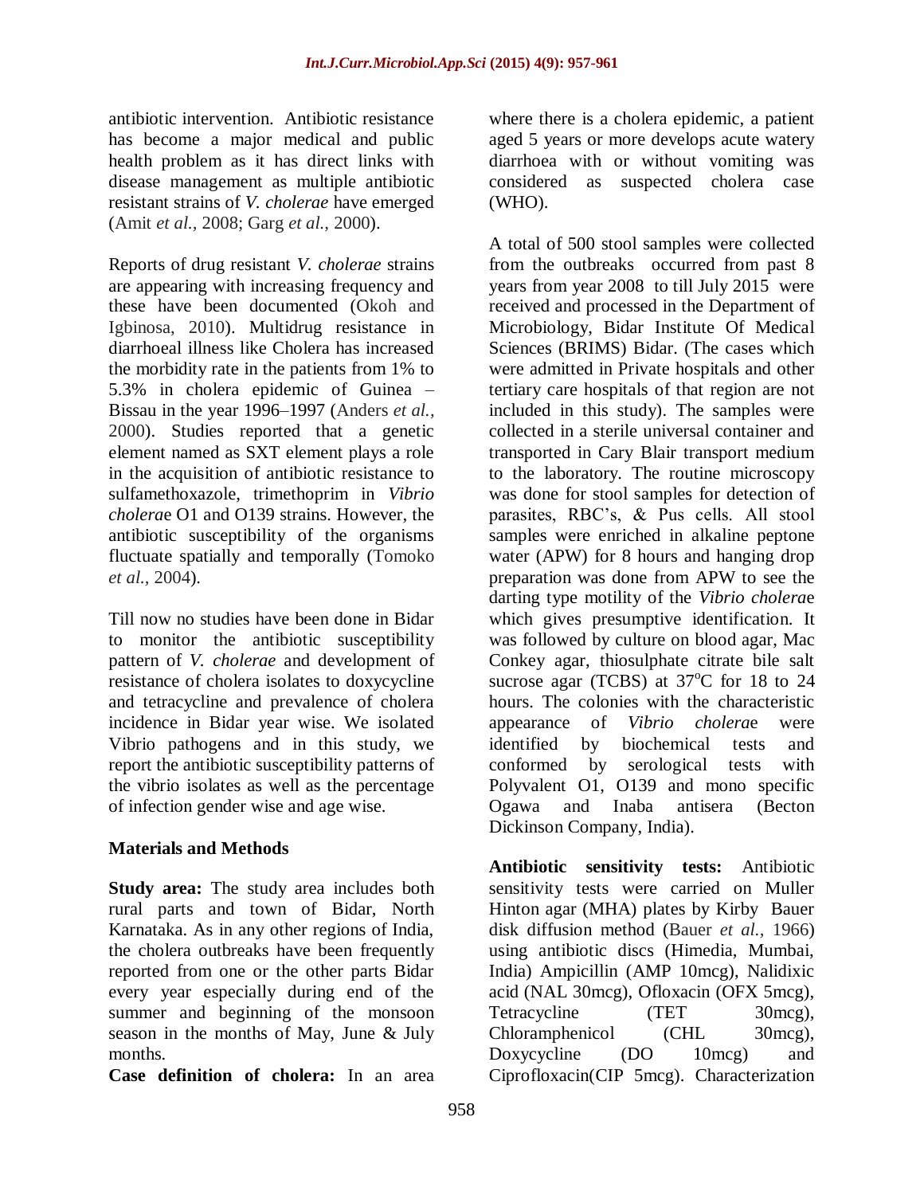antibiotic intervention. Antibiotic resistance has become a major medical and public health problem as it has direct links with disease management as multiple antibiotic resistant strains of *V. cholerae* have emerged (Amit *et al.*, 2008; Garg *et al.*, 2000).

Reports of drug resistant *V. cholerae* strains are appearing with increasing frequency and these have been documented (Okoh and Igbinosa, 2010). Multidrug resistance in diarrhoeal illness like Cholera has increased the morbidity rate in the patients from 1% to 5.3% in cholera epidemic of Guinea – Bissau in the year 1996–1997 (Anders *et al.,* 2000). Studies reported that a genetic element named as SXT element plays a role in the acquisition of antibiotic resistance to sulfamethoxazole, trimethoprim in *Vibrio cholera*e O1 and O139 strains. However, the antibiotic susceptibility of the organisms fluctuate spatially and temporally (Tomoko *et al.*, 2004).

Till now no studies have been done in Bidar to monitor the antibiotic susceptibility pattern of *V. cholerae* and development of resistance of cholera isolates to doxycycline and tetracycline and prevalence of cholera incidence in Bidar year wise. We isolated Vibrio pathogens and in this study, we report the antibiotic susceptibility patterns of the vibrio isolates as well as the percentage of infection gender wise and age wise.

## Materials and Methods

**Study area:** The study area includes both rural parts and town of Bidar, North Karnataka. As in any other regions of India, the cholera outbreaks have been frequently reported from one or the other parts Bidar every year especially during end of the summer and beginning of the monsoon season in the months of May, June & July months.

**Case definition of cholera:** In an area where there is a cholera epidemic, a patient aged 5 years or more develops acute watery diarrhoea with or without vomiting was considered as suspected cholera case (WHO).

A total of 500 stool samples were collected from the outbreaks occurred from past 8 years from year 2008 to till July 2015 were received and processed in the Department of Microbiology, Bidar Institute Of Medical Sciences (BRIMS) Bidar. (The cases which were admitted in Private hospitals and other tertiary care hospitals of that region are not included in this study). The samples were collected in a sterile universal container and transported in Cary Blair transport medium to the laboratory. The routine microscopy was done for stool samples for detection of parasites, RBC's, & Pus cells. All stool samples were enriched in alkaline peptone water (APW) for 8 hours and hanging drop preparation was done from APW to see the darting type motility of the *Vibrio cholera*e which gives presumptive identification. It was followed by culture on blood agar, Mac Conkey agar, thiosulphate citrate bile salt sucrose agar (TCBS) at $37^{o}$C for 18 to 24 hours. The colonies with the characteristic appearance of *Vibrio cholera*e were identified by biochemical tests and conformed by serological tests with Polyvalent O1, O139 and mono specific Ogawa and Inaba antisera (Becton Dickinson Company, India).

**Antibiotic sensitivity tests:** Antibiotic sensitivity tests were carried on Muller Hinton agar (MHA) plates by Kirby Bauer disk diffusion method (Bauer *et al.*, 1966) using antibiotic discs (Himedia, Mumbai, India) Ampicillin (AMP 10mcg), Nalidixic acid (NAL 30mcg), Ofloxacin (OFX 5mcg), Tetracycline (TET 30mcg), Chloramphenicol (CHL 30mcg), Doxycycline (DO 10mcg) and Ciprofloxacin(CIP 5mcg). Characterization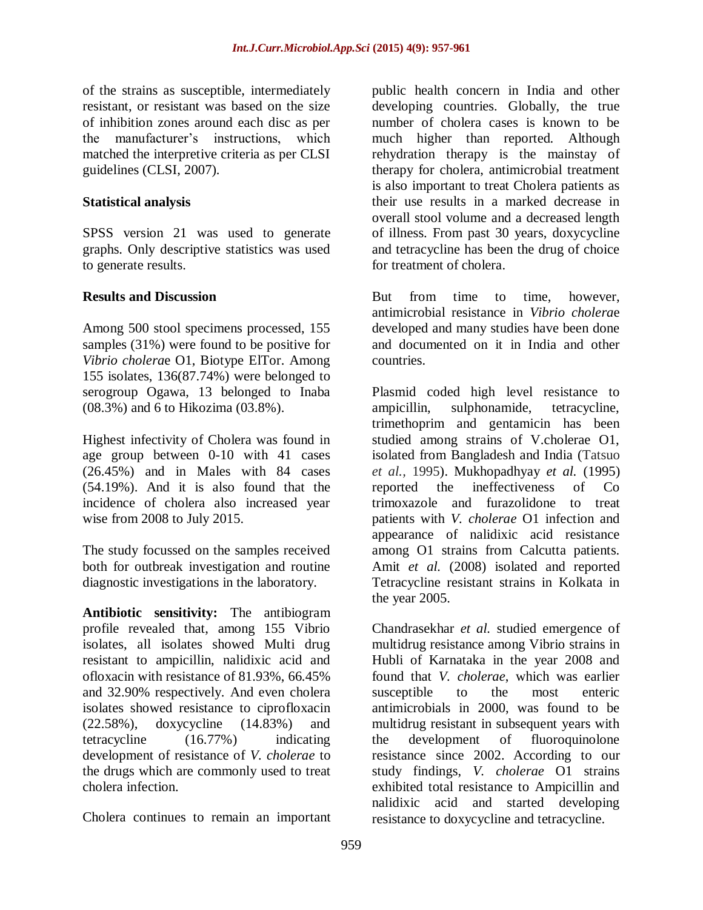of the strains as susceptible, intermediately resistant, or resistant was based on the size of inhibition zones around each disc as per the manufacturer's instructions, which matched the interpretive criteria as per CLSI guidelines (CLSI, 2007).

### Statistical analysis

SPSS version 21 was used to generate graphs. Only descriptive statistics was used to generate results.

## Results and Discussion

Among 500 stool specimens processed, 155 samples (31%) were found to be positive for *Vibrio cholera*e O1, Biotype ElTor. Among 155 isolates, 136(87.74%) were belonged to serogroup Ogawa, 13 belonged to Inaba (08.3%) and 6 to Hikozima (03.8%).

Highest infectivity of Cholera was found in age group between 0-10 with 41 cases (26.45%) and in Males with 84 cases (54.19%). And it is also found that the incidence of cholera also increased year wise from 2008 to July 2015.

The study focussed on the samples received both for outbreak investigation and routine diagnostic investigations in the laboratory.

**Antibiotic sensitivity:** The antibiogram profile revealed that, among 155 Vibrio isolates, all isolates showed Multi drug resistant to ampicillin, nalidixic acid and ofloxacin with resistance of 81.93%, 66.45% and 32.90% respectively. And even cholera isolates showed resistance to ciprofloxacin (22.58%), doxycycline (14.83%) and tetracycline (16.77%) indicating development of resistance of *V. cholerae* to the drugs which are commonly used to treat cholera infection.

Cholera continues to remain an important public health concern in India and other developing countries. Globally, the true number of cholera cases is known to be much higher than reported. Although rehydration therapy is the mainstay of therapy for cholera, antimicrobial treatment is also important to treat Cholera patients as their use results in a marked decrease in overall stool volume and a decreased length of illness. From past 30 years, doxycycline and tetracycline has been the drug of choice for treatment of cholera.

But from time to time, however, antimicrobial resistance in *Vibrio cholera*e developed and many studies have been done and documented on it in India and other countries.

Plasmid coded high level resistance to ampicillin, sulphonamide, tetracycline, trimethoprim and gentamicin has been studied among strains of V.cholerae O1, isolated from Bangladesh and India (Tatsuo *et al.,* 1995). Mukhopadhyay *et al.* (1995) reported the ineffectiveness of Co trimoxazole and furazolidone to treat patients with *V. cholerae* O1 infection and appearance of nalidixic acid resistance among O1 strains from Calcutta patients. Amit *et al.* (2008) isolated and reported Tetracycline resistant strains in Kolkata in the year 2005.

Chandrasekhar *et al.* studied emergence of multidrug resistance among Vibrio strains in Hubli of Karnataka in the year 2008 and found that *V. cholerae*, which was earlier susceptible to the most enteric antimicrobials in 2000, was found to be multidrug resistant in subsequent years with the development of fluoroquinolone resistance since 2002. According to our study findings, *V. cholerae* O1 strains exhibited total resistance to Ampicillin and nalidixic acid and started developing resistance to doxycycline and tetracycline.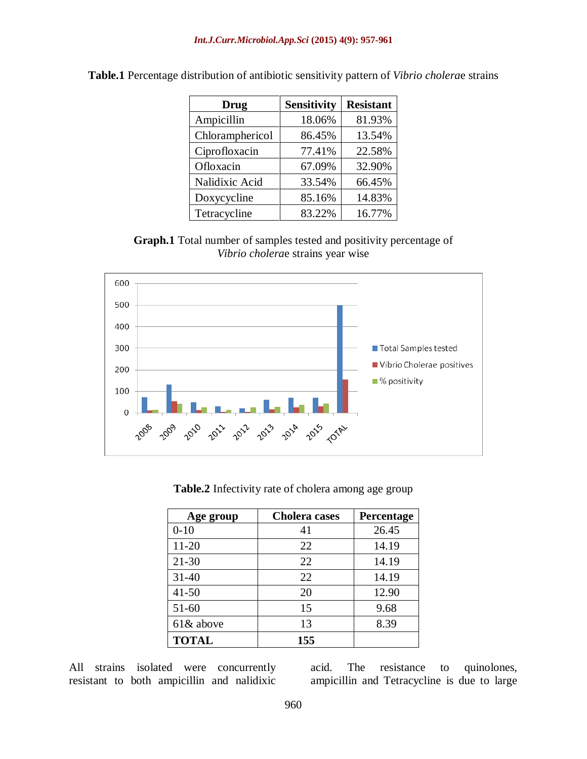**Table.1** Percentage distribution of antibiotic sensitivity pattern of *Vibrio cholerae* strains

| Drug | Sensitivity | Resistant |
|---|---|---|
| Ampicillin | 18.06% | 81.93% |
| Chloramphericol | 86.45% | 13.54% |
| Ciprofloxacin | 77.41% | 22.58% |
| Ofloxacin | 67.09% | 32.90% |
| Nalidixic Acid | 33.54% | 66.45% |
| Doxycycline | 85.16% | 14.83% |
| Tetracycline | 83.22% | 16.77% |

**Graph.1** Total number of samples tested and positivity percentage of *Vibrio cholerae* strains year wise

**Table.2** Infectivity rate of cholera among age group

| Age group | Cholera cases | Percentage |
|---|---|---|
| 0-10 | 41 | 26.45 |
| 11-20 | 22 | 14.19 |
| 21-30 | 22 | 14.19 |
| 31-40 | 22 | 14.19 |
| 41-50 | 20 | 12.90 |
| 51-60 | 15 | 9.68 |
| 61& above | 13 | 8.39 |
| **TOTAL** | **155** | |

All strains isolated were concurrently resistant to both ampicillin and nalidixic acid. The resistance to quinolones, ampicillin and Tetracycline is due to large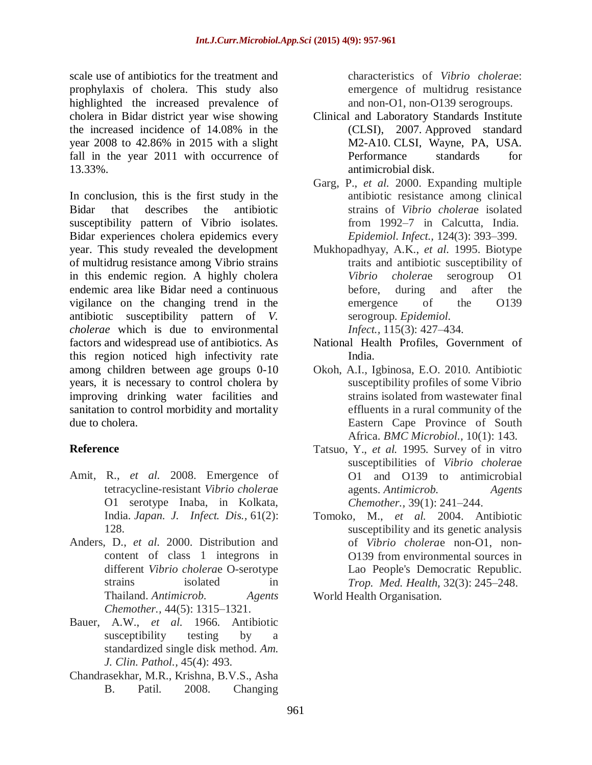scale use of antibiotics for the treatment and prophylaxis of cholera. This study also highlighted the increased prevalence of cholera in Bidar district year wise showing the increased incidence of 14.08% in the year 2008 to 42.86% in 2015 with a slight fall in the year 2011 with occurrence of 13.33%.

In conclusion, this is the first study in the Bidar that describes the antibiotic susceptibility pattern of Vibrio isolates. Bidar experiences cholera epidemics every year. This study revealed the development of multidrug resistance among Vibrio strains in this endemic region. A highly cholera endemic area like Bidar need a continuous vigilance on the changing trend in the antibiotic susceptibility pattern of *V. cholerae* which is due to environmental factors and widespread use of antibiotics. As this region noticed high infectivity rate among children between age groups 0-10 years, it is necessary to control cholera by improving drinking water facilities and sanitation to control morbidity and mortality due to cholera.

## Reference

Amit, R., *et al.* 2008. Emergence of tetracycline-resistant *Vibrio cholera*e O1 serotype Inaba, in Kolkata, India. *Japan. J. Infect. Dis.*, 61(2): 128.

Anders, D., *et al.* 2000. Distribution and content of class 1 integrons in different *Vibrio cholera*e O-serotype strains isolated in Thailand. *Antimicrob. Agents Chemother.*, 44(5): 1315–1321.

Bauer, A.W., *et al.* 1966. Antibiotic susceptibility testing by a standardized single disk method. *Am. J. Clin. Pathol.*, 45(4): 493.

Chandrasekhar, M.R., Krishna, B.V.S., Asha B. Patil. 2008. Changing characteristics of *Vibrio cholera*e: emergence of multidrug resistance and non-O1, non-O139 serogroups.

Clinical and Laboratory Standards Institute (CLSI), 2007. Approved standard M2-A10. CLSI, Wayne, PA, USA. Performance standards for antimicrobial disk.

Garg, P., *et al.* 2000. Expanding multiple antibiotic resistance among clinical strains of *Vibrio cholera*e isolated from 1992–7 in Calcutta, India. *Epidemiol. Infect.*, 124(3): 393–399.

Mukhopadhyay, A.K., *et al.* 1995. Biotype traits and antibiotic susceptibility of *Vibrio cholera*e serogroup O1 before, during and after the emergence of the O139 serogroup. *Epidemiol. Infect.*, 115(3): 427–434.

National Health Profiles, Government of India.

Okoh, A.I., Igbinosa, E.O. 2010. Antibiotic susceptibility profiles of some Vibrio strains isolated from wastewater final effluents in a rural community of the Eastern Cape Province of South Africa. *BMC Microbiol.*, 10(1): 143.

Tatsuo, Y., *et al.* 1995. Survey of in vitro susceptibilities of *Vibrio cholera*e O1 and O139 to antimicrobial agents. *Antimicrob. Agents Chemother.*, 39(1): 241–244.

Tomoko, M., *et al.* 2004. Antibiotic susceptibility and its genetic analysis of *Vibrio cholera*e non-O1, non-O139 from environmental sources in Lao People's Democratic Republic. *Trop. Med. Health*, 32(3): 245–248.

World Health Organisation.